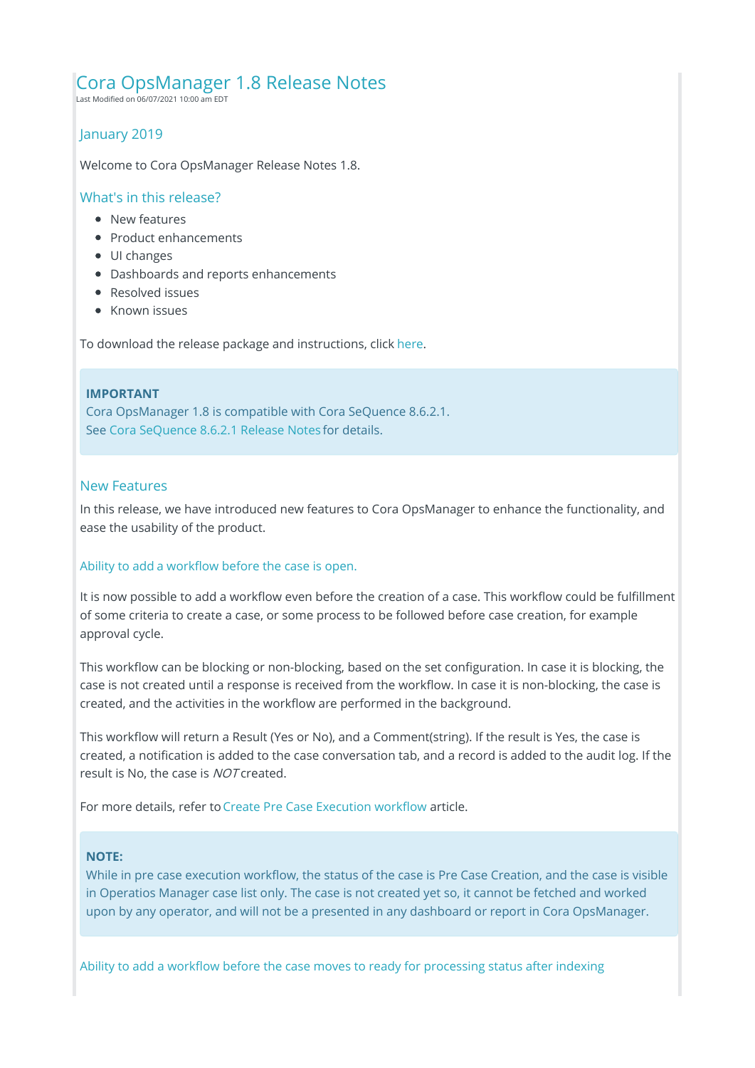# Cora OpsManager 1.8 Release Notes

Last Modified on 06/07/2021 10:00 am EDT

## January 2019

Welcome to Cora OpsManager Release Notes 1.8.

## What's in this release?

- New features
- Product enhancements
- UI changes
- Dashboards and reports enhancements
- Resolved issues
- Known issues

To download the release package and instructions, click here.

> **IMPORTANT**
> Cora OpsManager 1.8 is compatible with Cora SeQuence 8.6.2.1.
> See Cora SeQuence 8.6.2.1 Release Notes for details.

## New Features

In this release, we have introduced new features to Cora OpsManager to enhance the functionality, and ease the usability of the product.

### Ability to add a workflow before the case is open.

It is now possible to add a workflow even before the creation of a case. This workflow could be fulfillment of some criteria to create a case, or some process to be followed before case creation, for example approval cycle.

This workflow can be blocking or non-blocking, based on the set configuration. In case it is blocking, the case is not created until a response is received from the workflow. In case it is non-blocking, the case is created, and the activities in the workflow are performed in the background.

This workflow will return a Result (Yes or No), and a Comment(string). If the result is Yes, the case is created, a notification is added to the case conversation tab, and a record is added to the audit log. If the result is No, the case is *NOT* created.

For more details, refer to Create Pre Case Execution workflow article.

> **NOTE:**
> While in pre case execution workflow, the status of the case is Pre Case Creation, and the case is visible in Operatios Manager case list only. The case is not created yet so, it cannot be fetched and worked upon by any operator, and will not be a presented in any dashboard or report in Cora OpsManager.

### Ability to add a workflow before the case moves to ready for processing status after indexing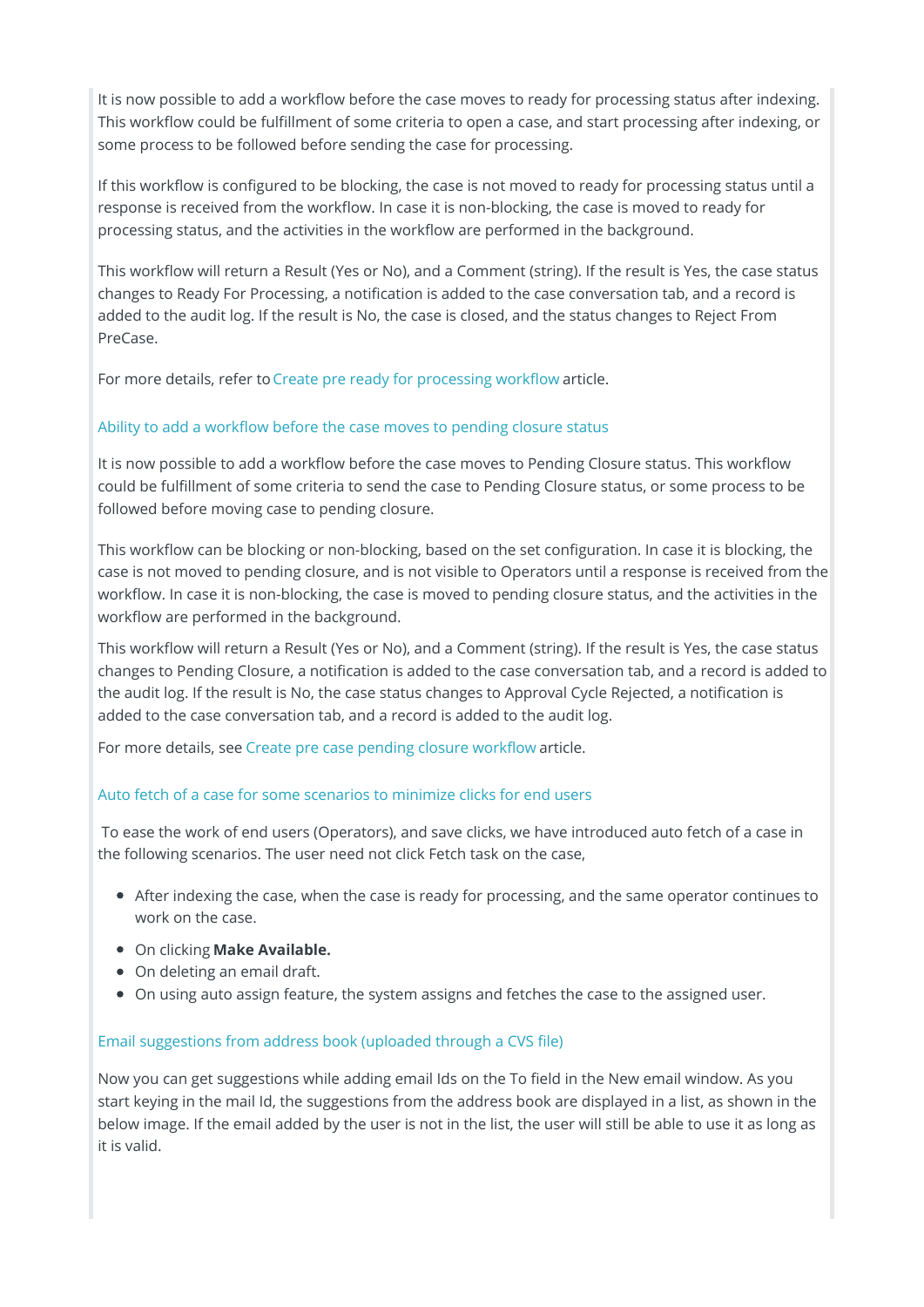It is now possible to add a workflow before the case moves to ready for processing status after indexing. This workflow could be fulfillment of some criteria to open a case, and start processing after indexing, or some process to be followed before sending the case for processing.

If this workflow is configured to be blocking, the case is not moved to ready for processing status until a response is received from the workflow. In case it is non-blocking, the case is moved to ready for processing status, and the activities in the workflow are performed in the background.

This workflow will return a Result (Yes or No), and a Comment (string). If the result is Yes, the case status changes to Ready For Processing, a notification is added to the case conversation tab, and a record is added to the audit log. If the result is No, the case is closed, and the status changes to Reject From PreCase.

For more details, refer to Create pre ready for processing workflow article.

### Ability to add a workflow before the case moves to pending closure status

It is now possible to add a workflow before the case moves to Pending Closure status. This workflow could be fulfillment of some criteria to send the case to Pending Closure status, or some process to be followed before moving case to pending closure.

This workflow can be blocking or non-blocking, based on the set configuration. In case it is blocking, the case is not moved to pending closure, and is not visible to Operators until a response is received from the workflow. In case it is non-blocking, the case is moved to pending closure status, and the activities in the workflow are performed in the background.

This workflow will return a Result (Yes or No), and a Comment (string). If the result is Yes, the case status changes to Pending Closure, a notification is added to the case conversation tab, and a record is added to the audit log. If the result is No, the case status changes to Approval Cycle Rejected, a notification is added to the case conversation tab, and a record is added to the audit log.

For more details, see Create pre case pending closure workflow article.

### Auto fetch of a case for some scenarios to minimize clicks for end users

To ease the work of end users (Operators), and save clicks, we have introduced auto fetch of a case in the following scenarios. The user need not click Fetch task on the case,

- After indexing the case, when the case is ready for processing, and the same operator continues to work on the case.
- On clicking **Make Available.**
- On deleting an email draft.
- On using auto assign feature, the system assigns and fetches the case to the assigned user.

### Email suggestions from address book (uploaded through a CVS file)

Now you can get suggestions while adding email Ids on the To field in the New email window. As you start keying in the mail Id, the suggestions from the address book are displayed in a list, as shown in the below image. If the email added by the user is not in the list, the user will still be able to use it as long as it is valid.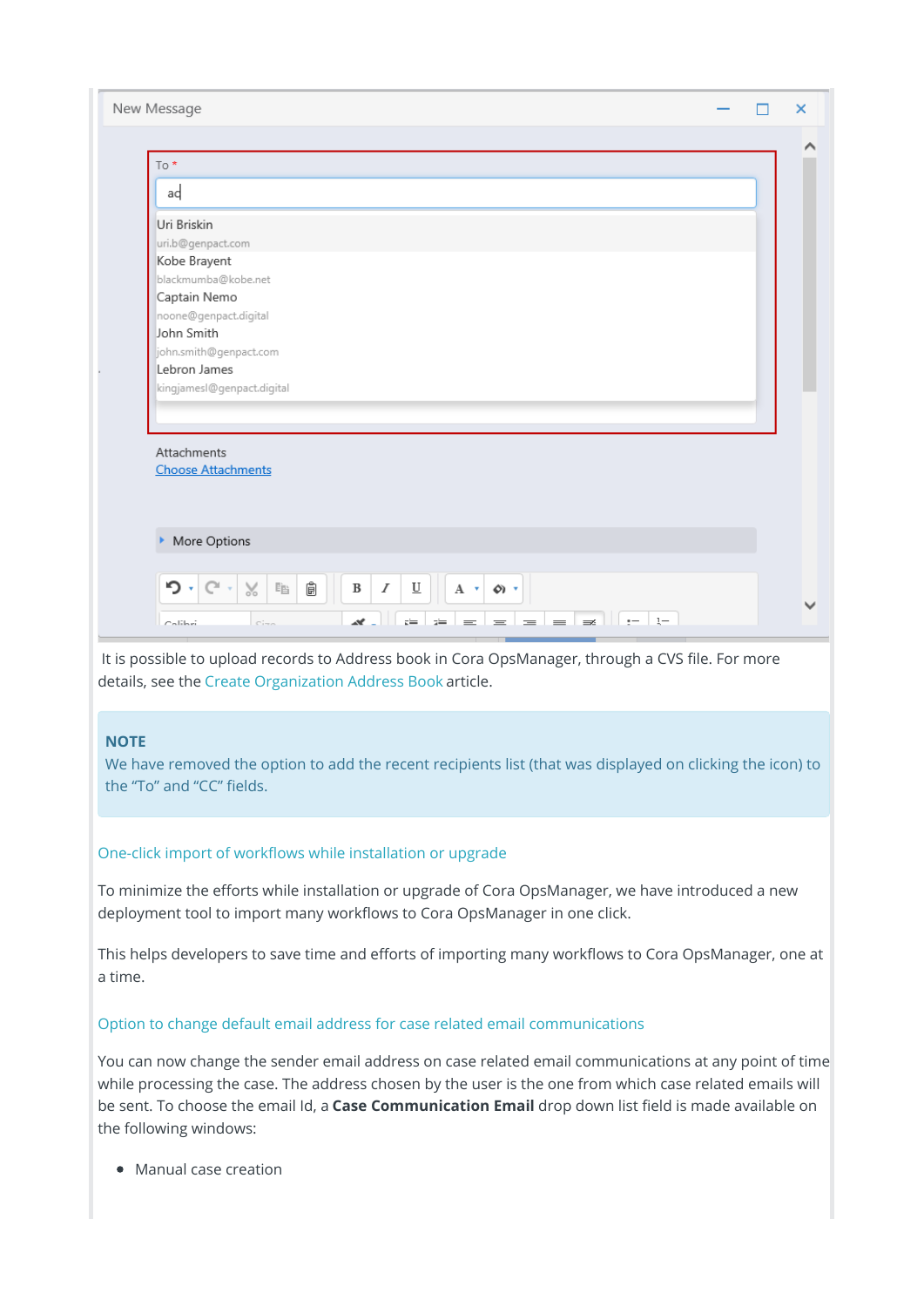It is possible to upload records to Address book in Cora OpsManager, through a CVS file. For more details, see the Create Organization Address Book article.

**NOTE**

We have removed the option to add the recent recipients list (that was displayed on clicking the icon) to the “To” and “CC” fields.

### One-click import of workflows while installation or upgrade

To minimize the efforts while installation or upgrade of Cora OpsManager, we have introduced a new deployment tool to import many workflows to Cora OpsManager in one click.

This helps developers to save time and efforts of importing many workflows to Cora OpsManager, one at a time.

### Option to change default email address for case related email communications

You can now change the sender email address on case related email communications at any point of time while processing the case. The address chosen by the user is the one from which case related emails will be sent. To choose the email Id, a **Case Communication Email** drop down list field is made available on the following windows:

- Manual case creation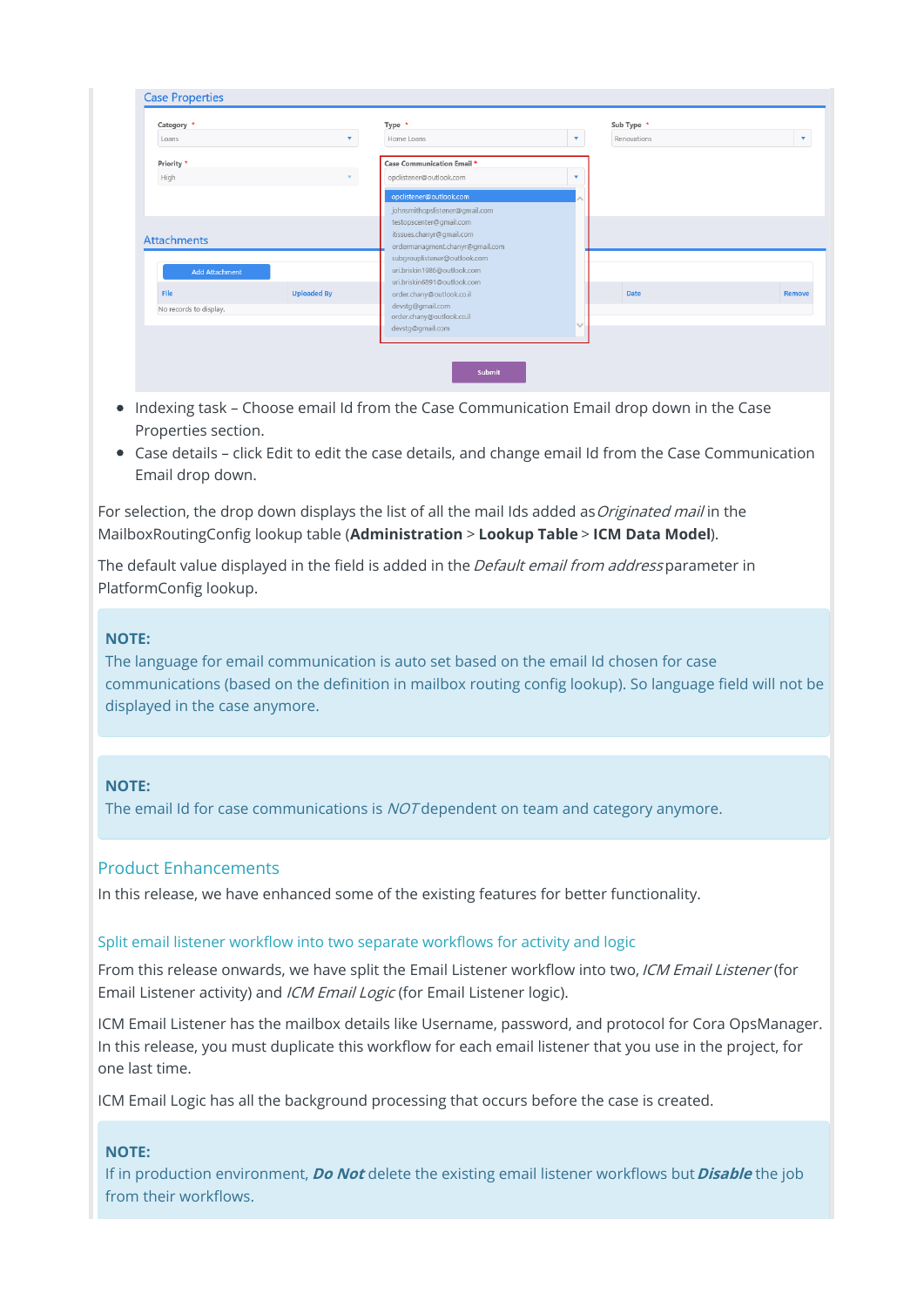- Indexing task – Choose email Id from the Case Communication Email drop down in the Case Properties section.
- Case details – click Edit to edit the case details, and change email Id from the Case Communication Email drop down.

For selection, the drop down displays the list of all the mail Ids added as *Originated mail* in the MailboxRoutingConfig lookup table (**Administration** > **Lookup Table** > **ICM Data Model**).

The default value displayed in the field is added in the *Default email from address* parameter in PlatformConfig lookup.

> **NOTE:**
> The language for email communication is auto set based on the email Id chosen for case communications (based on the definition in mailbox routing config lookup). So language field will not be displayed in the case anymore.

> **NOTE:**
> The email Id for case communications is *NOT* dependent on team and category anymore.

## Product Enhancements

In this release, we have enhanced some of the existing features for better functionality.

### Split email listener workflow into two separate workflows for activity and logic

From this release onwards, we have split the Email Listener workflow into two, *ICM Email Listener* (for Email Listener activity) and *ICM Email Logic* (for Email Listener logic).

ICM Email Listener has the mailbox details like Username, password, and protocol for Cora OpsManager. In this release, you must duplicate this workflow for each email listener that you use in the project, for one last time.

ICM Email Logic has all the background processing that occurs before the case is created.

> **NOTE:**
> If in production environment, ***Do Not*** delete the existing email listener workflows but ***Disable*** the job from their workflows.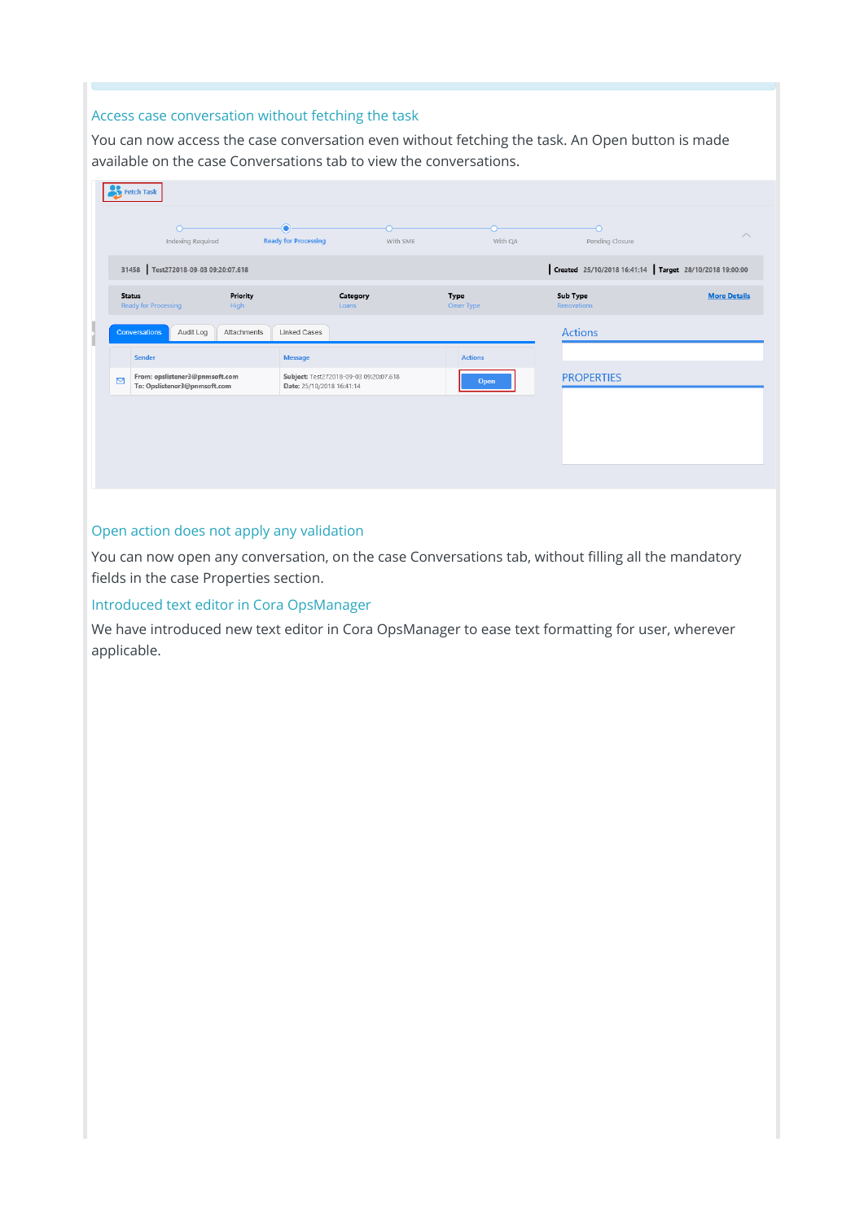### Access case conversation without fetching the task

You can now access the case conversation even without fetching the task. An Open button is made available on the case Conversations tab to view the conversations.

### Open action does not apply any validation

You can now open any conversation, on the case Conversations tab, without filling all the mandatory fields in the case Properties section.

### Introduced text editor in Cora OpsManager

We have introduced new text editor in Cora OpsManager to ease text formatting for user, wherever applicable.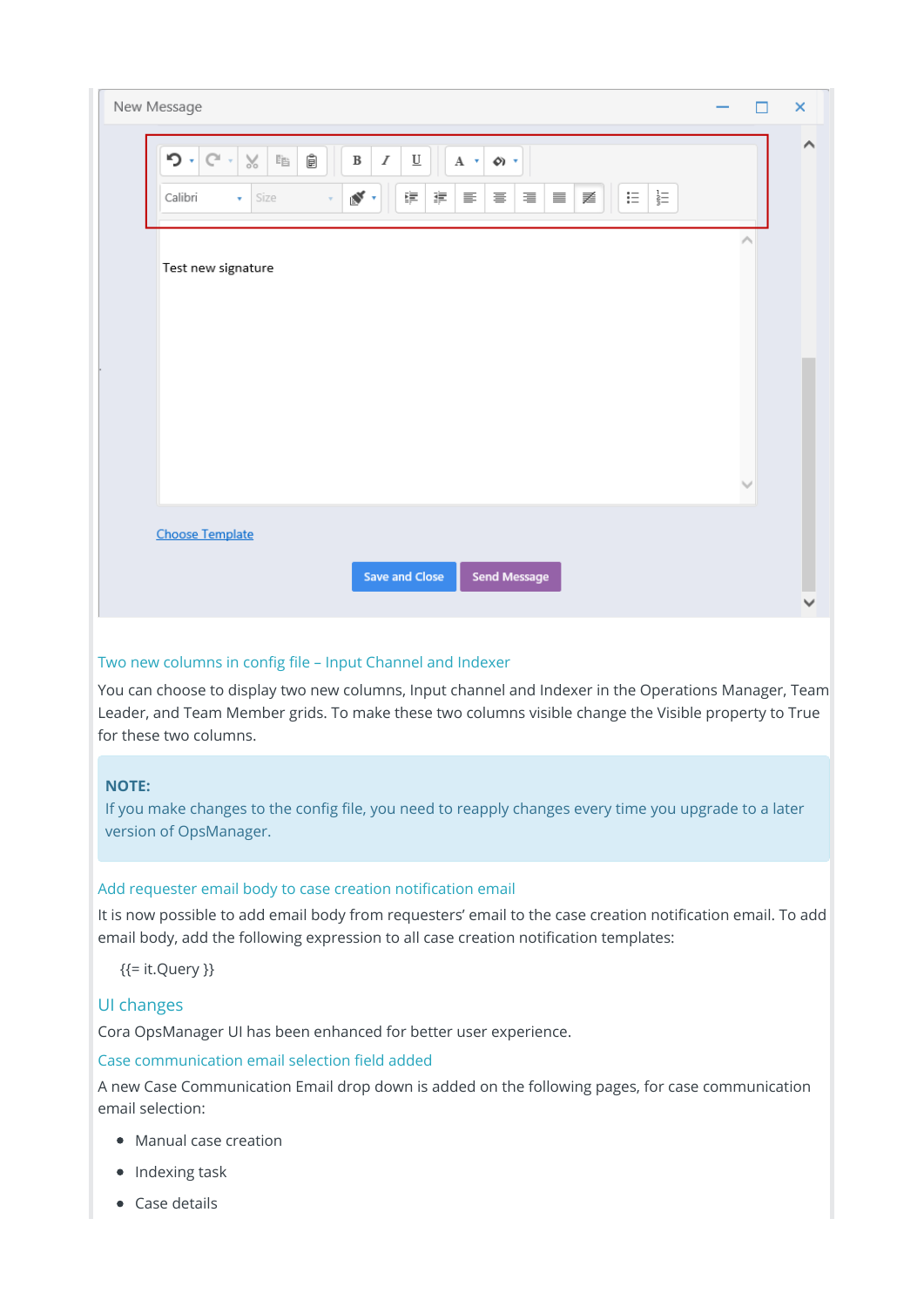## Two new columns in config file – Input Channel and Indexer

You can choose to display two new columns, Input channel and Indexer in the Operations Manager, Team Leader, and Team Member grids. To make these two columns visible change the Visible property to True for these two columns.

> **NOTE:**
> If you make changes to the config file, you need to reapply changes every time you upgrade to a later version of OpsManager.

## Add requester email body to case creation notification email

It is now possible to add email body from requesters' email to the case creation notification email. To add email body, add the following expression to all case creation notification templates:

```
{{= it.Query }}
```

# UI changes

Cora OpsManager UI has been enhanced for better user experience.

## Case communication email selection field added

A new Case Communication Email drop down is added on the following pages, for case communication email selection:

- Manual case creation
- Indexing task
- Case details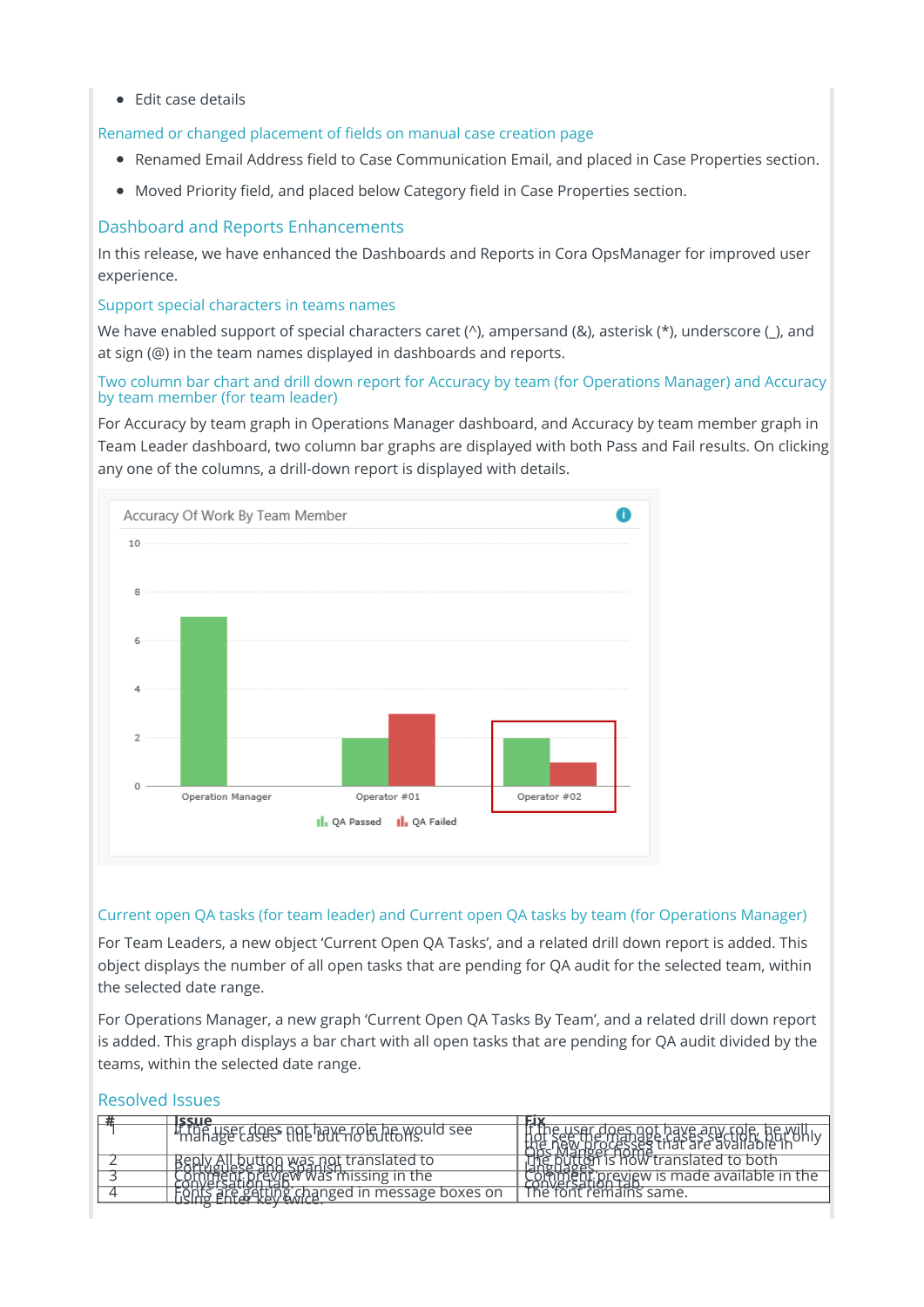- Edit case details

### Renamed or changed placement of fields on manual case creation page

- Renamed Email Address field to Case Communication Email, and placed in Case Properties section.
- Moved Priority field, and placed below Category field in Case Properties section.

## Dashboard and Reports Enhancements

In this release, we have enhanced the Dashboards and Reports in Cora OpsManager for improved user experience.

### Support special characters in teams names

We have enabled support of special characters caret (^), ampersand (&), asterisk (*), underscore (_), and at sign (@) in the team names displayed in dashboards and reports.

### Two column bar chart and drill down report for Accuracy by team (for Operations Manager) and Accuracy by team member (for team leader)

For Accuracy by team graph in Operations Manager dashboard, and Accuracy by team member graph in Team Leader dashboard, two column bar graphs are displayed with both Pass and Fail results. On clicking any one of the columns, a drill-down report is displayed with details.

### Current open QA tasks (for team leader) and Current open QA tasks by team (for Operations Manager)

For Team Leaders, a new object 'Current Open QA Tasks', and a related drill down report is added. This object displays the number of all open tasks that are pending for QA audit for the selected team, within the selected date range.

For Operations Manager, a new graph 'Current Open QA Tasks By Team', and a related drill down report is added. This graph displays a bar chart with all open tasks that are pending for QA audit divided by the teams, within the selected date range.

## Resolved Issues

| # | Issue | Fix |
|---|---|---|
| 1 | If the user does not have role he would see "manage cases" title but no buttons. | If the user does not have any role, he will not see the manage cases section, but only the new processes that are available in Ops Manger home. |
| 2 | Reply All button was not translated to Portuguese and Spanish. | The button is now translated to both languages. |
| 3 | Comment preview was missing in the conversation tab. | Comment preview is made available in the conversation tab. |
| 4 | Fonts are getting changed in message boxes on using Enter key twice. | The font remains same. |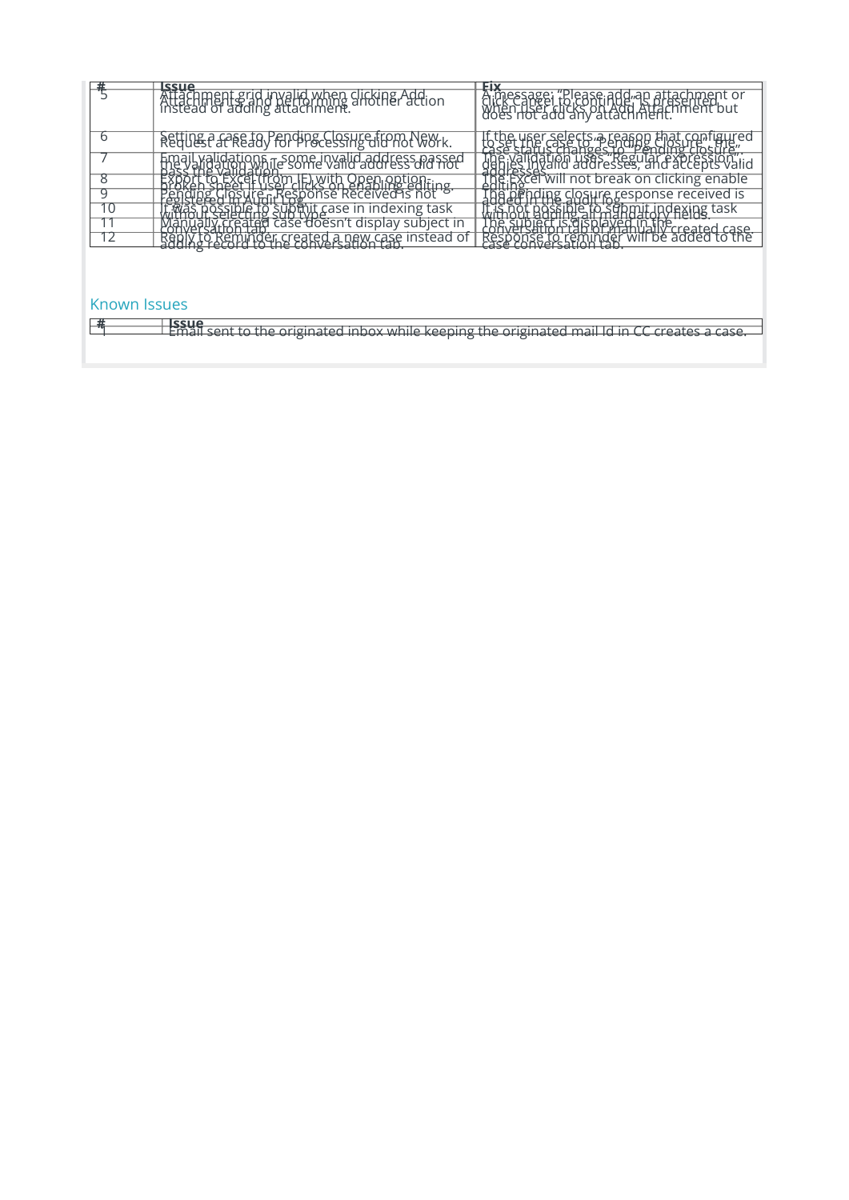| # | Issue | Fix |
|---|---|---|
| 5 | Attachment grid invalid when clicking Add Attachments and performing another action instead of adding attachment. | A message: "Please add an attachment or click Cancel to continue." is presented when user clicks on Add Attachment but does not add any attachment. |
| 6 | Setting a case to Pending Closure from New Request at Ready for Processing did not work. | If the user selects a reason that configured to set the case to "Pending Closure", the case status changes to "Pending closure". |
| 7 | Email validations – some invalid address passed the validation while some valid address did not pass the validation. | The validation uses "Regular expression", denies invalid addresses, and accepts valid addresses. |
| 8 | Export to Excel (from IE) with Open option-broken sheet if user clicks on enabling editing. | The Excel will not break on clicking enable editing. |
| 9 | Pending Closure - Response Received is not registered in Audit Log. | The pending closure response received is added in the audit log. |
| 10 | It was possible to submit case in indexing task without selecting sub type. | It is not possible to submit indexing task without adding all mandatory fields. |
| 11 | Manually created case doesn't display subject in conversation tab. | The subject is displayed in the conversation tab of manually created case. |
| 12 | Reply to Reminder created a new case instead of adding record to the conversation tab. | Response to reminder will be added to the case conversation tab. |

## Known Issues

| # | Issue |
|---|---|
| 1 | Email sent to the originated inbox while keeping the originated mail Id in CC creates a case. |